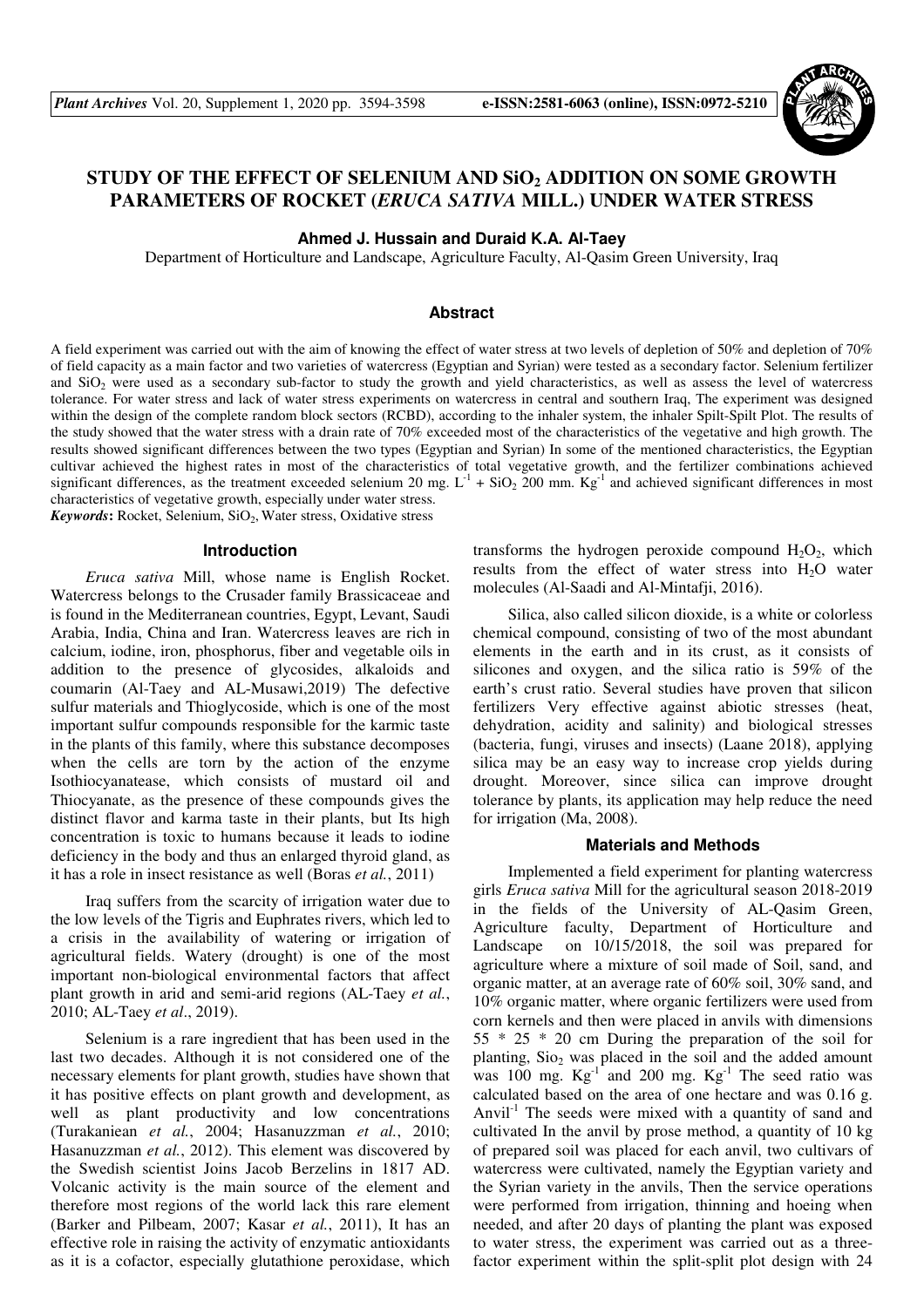# STUDY OF THE EFFECT OF SELENIUM AND $SiO_2$ ADDITION ON SOME GROWTH PARAMETERS OF ROCKET (*ERUCA SATIVA* MILL.) UNDER WATER STRESS

**Ahmed J. Hussain and Duraid K.A. Al-Taey**

Department of Horticulture and Landscape, Agriculture Faculty, Al-Qasim Green University, Iraq

## Abstract

A field experiment was carried out with the aim of knowing the effect of water stress at two levels of depletion of 50% and depletion of 70% of field capacity as a main factor and two varieties of watercress (Egyptian and Syrian) were tested as a secondary factor. Selenium fertilizer and $SiO_2$ were used as a secondary sub-factor to study the growth and yield characteristics, as well as assess the level of watercress tolerance. For water stress and lack of water stress experiments on watercress in central and southern Iraq, The experiment was designed within the design of the complete random block sectors (RCBD), according to the inhaler system, the inhaler Spilt-Spilt Plot. The results of the study showed that the water stress with a drain rate of 70% exceeded most of the characteristics of the vegetative and high growth. The results showed significant differences between the two types (Egyptian and Syrian) In some of the mentioned characteristics, the Egyptian cultivar achieved the highest rates in most of the characteristics of total vegetative growth, and the fertilizer combinations achieved significant differences, as the treatment exceeded selenium 20 mg. $L^{-1}$ + $SiO_2$ 200 mm. $Kg^{-1}$ and achieved significant differences in most characteristics of vegetative growth, especially under water stress.

***Keywords*:** Rocket, Selenium, $SiO_2$, Water stress, Oxidative stress

## Introduction

*Eruca sativa* Mill, whose name is English Rocket. Watercress belongs to the Crusader family Brassicaceae and is found in the Mediterranean countries, Egypt, Levant, Saudi Arabia, India, China and Iran. Watercress leaves are rich in calcium, iodine, iron, phosphorus, fiber and vegetable oils in addition to the presence of glycosides, alkaloids and coumarin (Al-Taey and AL-Musawi,2019) The defective sulfur materials and Thioglycoside, which is one of the most important sulfur compounds responsible for the karmic taste in the plants of this family, where this substance decomposes when the cells are torn by the action of the enzyme Isothiocyanatease, which consists of mustard oil and Thiocyanate, as the presence of these compounds gives the distinct flavor and karma taste in their plants, but Its high concentration is toxic to humans because it leads to iodine deficiency in the body and thus an enlarged thyroid gland, as it has a role in insect resistance as well (Boras *et al.*, 2011)

Iraq suffers from the scarcity of irrigation water due to the low levels of the Tigris and Euphrates rivers, which led to a crisis in the availability of watering or irrigation of agricultural fields. Watery (drought) is one of the most important non-biological environmental factors that affect plant growth in arid and semi-arid regions (AL-Taey *et al.*, 2010; AL-Taey *et al*., 2019).

Selenium is a rare ingredient that has been used in the last two decades. Although it is not considered one of the necessary elements for plant growth, studies have shown that it has positive effects on plant growth and development, as well as plant productivity and low concentrations (Turakaniean *et al.*, 2004; Hasanuzzman *et al.*, 2010; Hasanuzzman *et al.*, 2012). This element was discovered by the Swedish scientist Joins Jacob Berzelins in 1817 AD. Volcanic activity is the main source of the element and therefore most regions of the world lack this rare element (Barker and Pilbeam, 2007; Kasar *et al.*, 2011), It has an effective role in raising the activity of enzymatic antioxidants as it is a cofactor, especially glutathione peroxidase, which transforms the hydrogen peroxide compound $H_2O_2$, which results from the effect of water stress into $H_2O$ water molecules (Al-Saadi and Al-Mintafji, 2016).

Silica, also called silicon dioxide, is a white or colorless chemical compound, consisting of two of the most abundant elements in the earth and in its crust, as it consists of silicones and oxygen, and the silica ratio is 59% of the earth's crust ratio. Several studies have proven that silicon fertilizers Very effective against abiotic stresses (heat, dehydration, acidity and salinity) and biological stresses (bacteria, fungi, viruses and insects) (Laane 2018), applying silica may be an easy way to increase crop yields during drought. Moreover, since silica can improve drought tolerance by plants, its application may help reduce the need for irrigation (Ma, 2008).

## Materials and Methods

Implemented a field experiment for planting watercress girls *Eruca sativa* Mill for the agricultural season 2018-2019 in the fields of the University of AL-Qasim Green, Agriculture faculty, Department of Horticulture and Landscape on 10/15/2018, the soil was prepared for agriculture where a mixture of soil made of Soil, sand, and organic matter, at an average rate of 60% soil, 30% sand, and 10% organic matter, where organic fertilizers were used from corn kernels and then were placed in anvils with dimensions 55 * 25 * 20 cm During the preparation of the soil for planting, $Sio_2$ was placed in the soil and the added amount was 100 mg. $Kg^{-1}$ and 200 mg. $Kg^{-1}$ The seed ratio was calculated based on the area of one hectare and was 0.16 g. $Anvil^{-1}$ The seeds were mixed with a quantity of sand and cultivated In the anvil by prose method, a quantity of 10 kg of prepared soil was placed for each anvil, two cultivars of watercress were cultivated, namely the Egyptian variety and the Syrian variety in the anvils, Then the service operations were performed from irrigation, thinning and hoeing when needed, and after 20 days of planting the plant was exposed to water stress, the experiment was carried out as a three-factor experiment within the split-split plot design with 24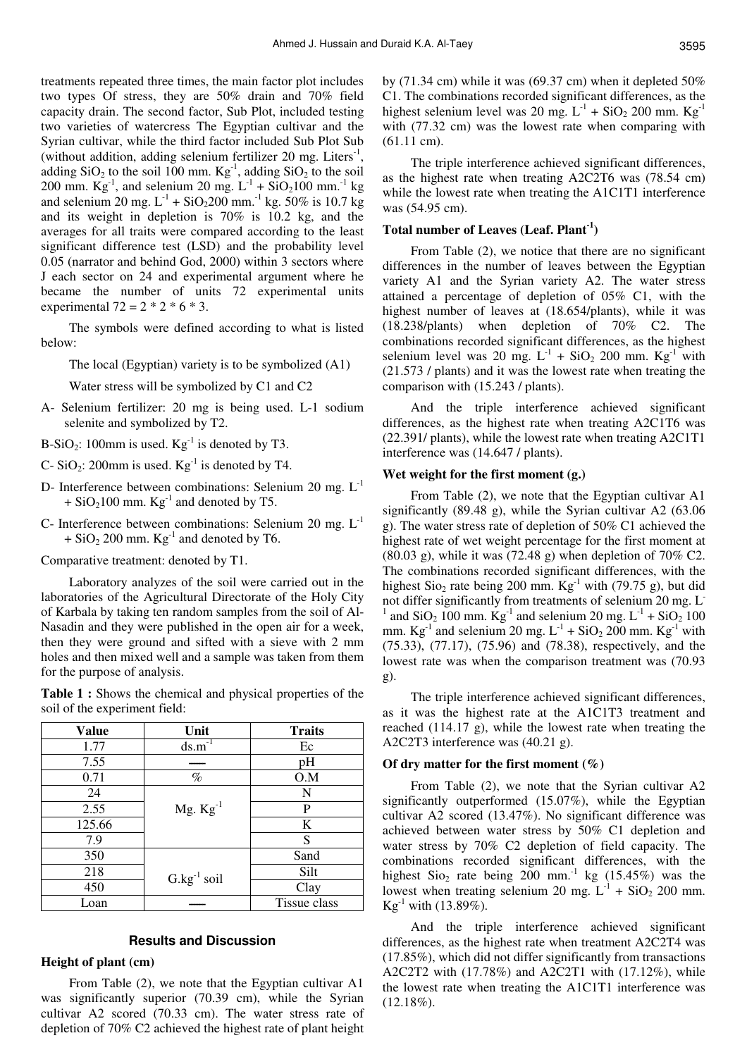treatments repeated three times, the main factor plot includes two types Of stress, they are 50% drain and 70% field capacity drain. The second factor, Sub Plot, included testing two varieties of watercress The Egyptian cultivar and the Syrian cultivar, while the third factor included Sub Plot Sub (without addition, adding selenium fertilizer 20 mg. Liters$^{-1}$, adding $SiO_2$ to the soil 100 mm. $Kg^{-1}$, adding $SiO_2$ to the soil 200 mm. $Kg^{-1}$, and selenium 20 mg. $L^{-1}$ + $SiO_2$100 mm.$^{-1}$ kg and selenium 20 mg. $L^{-1}$ + $SiO_2$200 mm.$^{-1}$ kg. 50% is 10.7 kg and its weight in depletion is 70% is 10.2 kg, and the averages for all traits were compared according to the least significant difference test (LSD) and the probability level 0.05 (narrator and behind God, 2000) within 3 sectors where J each sector on 24 and experimental argument where he became the number of units 72 experimental units experimental 72 = 2 * 2 * 6 * 3.

The symbols were defined according to what is listed below:

The local (Egyptian) variety is to be symbolized (A1)

Water stress will be symbolized by C1 and C2

A- Selenium fertilizer: 20 mg is being used. L-1 sodium selenite and symbolized by T2.

B-$SiO_2$: 100mm is used. $Kg^{-1}$ is denoted by T3.

C- $SiO_2$: 200mm is used. $Kg^{-1}$ is denoted by T4.

D- Interference between combinations: Selenium 20 mg. $L^{-1}$ + $SiO_2$100 mm. $Kg^{-1}$ and denoted by T5.

C- Interference between combinations: Selenium 20 mg. $L^{-1}$ + $SiO_2$ 200 mm. $Kg^{-1}$ and denoted by T6.

Comparative treatment: denoted by T1.

Laboratory analyzes of the soil were carried out in the laboratories of the Agricultural Directorate of the Holy City of Karbala by taking ten random samples from the soil of Al-Nasadin and they were published in the open air for a week, then they were ground and sifted with a sieve with 2 mm holes and then mixed well and a sample was taken from them for the purpose of analysis.

**Table 1 :** Shows the chemical and physical properties of the soil of the experiment field:

| Value | Unit | Traits |
|---|---|---|
| 1.77 | $ds.m^{-1}$ | Ec |
| 7.55 | — | pH |
| 0.71 | % | O.M |
| 24 | Mg. $Kg^{-1}$ | N |
| 2.55 | | P |
| 125.66 | | K |
| 7.9 | | S |
| 350 | G.$kg^{-1}$ soil | Sand |
| 218 | | Silt |
| 450 | | Clay |
| Loan | — | Tissue class |

## Results and Discussion

### Height of plant (cm)

From Table (2), we note that the Egyptian cultivar A1 was significantly superior (70.39 cm), while the Syrian cultivar A2 scored (70.33 cm). The water stress rate of depletion of 70% C2 achieved the highest rate of plant height by (71.34 cm) while it was (69.37 cm) when it depleted 50% C1. The combinations recorded significant differences, as the highest selenium level was 20 mg. $L^{-1}$ + $SiO_2$ 200 mm. $Kg^{-1}$ with (77.32 cm) was the lowest rate when comparing with (61.11 cm).

The triple interference achieved significant differences, as the highest rate when treating A2C2T6 was (78.54 cm) while the lowest rate when treating the A1C1T1 interference was (54.95 cm).

### Total number of Leaves (Leaf. Plant$^{-1}$)

From Table (2), we notice that there are no significant differences in the number of leaves between the Egyptian variety A1 and the Syrian variety A2. The water stress attained a percentage of depletion of 05% C1, with the highest number of leaves at (18.654/plants), while it was (18.238/plants) when depletion of 70% C2. The combinations recorded significant differences, as the highest selenium level was 20 mg. $L^{-1}$ + $SiO_2$ 200 mm. $Kg^{-1}$ with (21.573 / plants) and it was the lowest rate when treating the comparison with (15.243 / plants).

And the triple interference achieved significant differences, as the highest rate when treating A2C1T6 was (22.391/ plants), while the lowest rate when treating A2C1T1 interference was (14.647 / plants).

### Wet weight for the first moment (g.)

From Table (2), we note that the Egyptian cultivar A1 significantly (89.48 g), while the Syrian cultivar A2 (63.06 g). The water stress rate of depletion of 50% C1 achieved the highest rate of wet weight percentage for the first moment at (80.03 g), while it was (72.48 g) when depletion of 70% C2. The combinations recorded significant differences, with the highest $Sio_2$ rate being 200 mm. $Kg^{-1}$ with (79.75 g), but did not differ significantly from treatments of selenium 20 mg. $L^{-1}$ and $SiO_2$ 100 mm. $Kg^{-1}$ and selenium 20 mg. $L^{-1}$ + $SiO_2$ 100 mm. $Kg^{-1}$ and selenium 20 mg. $L^{-1}$ + $SiO_2$ 200 mm. $Kg^{-1}$ with (75.33), (77.17), (75.96) and (78.38), respectively, and the lowest rate was when the comparison treatment was (70.93 g).

The triple interference achieved significant differences, as it was the highest rate at the A1C1T3 treatment and reached (114.17 g), while the lowest rate when treating the A2C2T3 interference was (40.21 g).

### Of dry matter for the first moment (%)

From Table (2), we note that the Syrian cultivar A2 significantly outperformed (15.07%), while the Egyptian cultivar A2 scored (13.47%). No significant difference was achieved between water stress by 50% C1 depletion and water stress by 70% C2 depletion of field capacity. The combinations recorded significant differences, with the highest $Sio_2$ rate being 200 mm.$^{-1}$ kg (15.45%) was the lowest when treating selenium 20 mg. $L^{-1}$ + $SiO_2$ 200 mm. $Kg^{-1}$ with (13.89%).

And the triple interference achieved significant differences, as the highest rate when treatment A2C2T4 was (17.85%), which did not differ significantly from transactions A2C2T2 with (17.78%) and A2C2T1 with (17.12%), while the lowest rate when treating the A1C1T1 interference was (12.18%).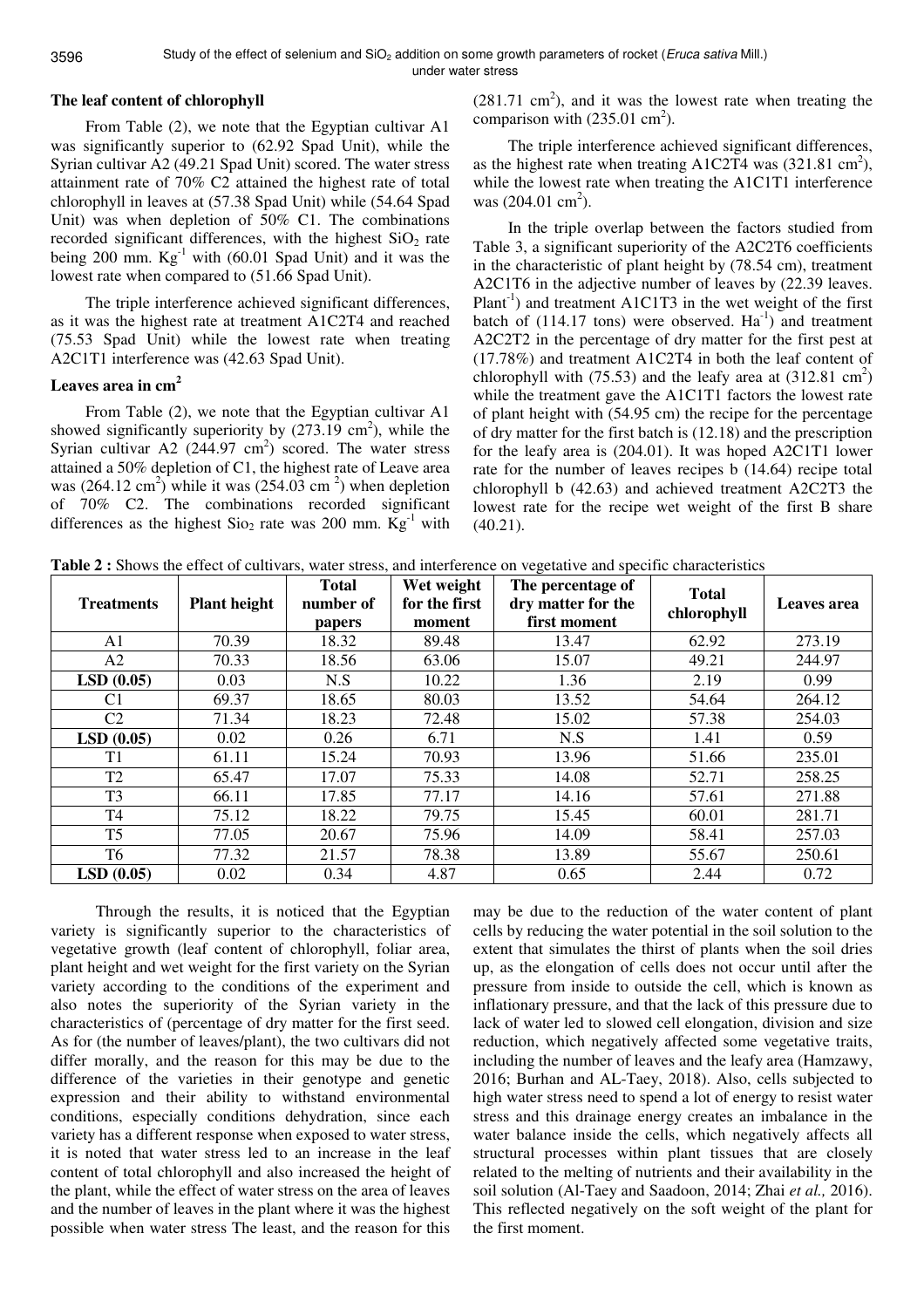### The leaf content of chlorophyll

From Table (2), we note that the Egyptian cultivar A1 was significantly superior to (62.92 Spad Unit), while the Syrian cultivar A2 (49.21 Spad Unit) scored. The water stress attainment rate of 70% C2 attained the highest rate of total chlorophyll in leaves at (57.38 Spad Unit) while (54.64 Spad Unit) was when depletion of 50% C1. The combinations recorded significant differences, with the highest $SiO_2$ rate being 200 mm. $Kg^{-1}$ with (60.01 Spad Unit) and it was the lowest rate when compared to (51.66 Spad Unit).

The triple interference achieved significant differences, as it was the highest rate at treatment A1C2T4 and reached (75.53 Spad Unit) while the lowest rate when treating A2C1T1 interference was (42.63 Spad Unit).

### Leaves area in $cm^2$

From Table (2), we note that the Egyptian cultivar A1 showed significantly superiority by (273.19 $cm^2$), while the Syrian cultivar A2 (244.97 $cm^2$) scored. The water stress attained a 50% depletion of C1, the highest rate of Leave area was (264.12 $cm^2$) while it was (254.03 $cm^2$) when depletion of 70% C2. The combinations recorded significant differences as the highest $Sio_2$ rate was 200 mm. $Kg^{-1}$ with (281.71 $cm^2$), and it was the lowest rate when treating the comparison with (235.01 $cm^2$).

The triple interference achieved significant differences, as the highest rate when treating A1C2T4 was (321.81 $cm^2$), while the lowest rate when treating the A1C1T1 interference was (204.01 $cm^2$).

In the triple overlap between the factors studied from Table 3, a significant superiority of the A2C2T6 coefficients in the characteristic of plant height by (78.54 cm), treatment A2C1T6 in the adjective number of leaves by (22.39 leaves. $Plant^{-1}$) and treatment A1C1T3 in the wet weight of the first batch of (114.17 tons) were observed. $Ha^{-1}$) and treatment A2C2T2 in the percentage of dry matter for the first pest at (17.78%) and treatment A1C2T4 in both the leaf content of chlorophyll with (75.53) and the leafy area at (312.81 $cm^2$) while the treatment gave the A1C1T1 factors the lowest rate of plant height with (54.95 cm) the recipe for the percentage of dry matter for the first batch is (12.18) and the prescription for the leafy area is (204.01). It was hoped A2C1T1 lower rate for the number of leaves recipes b (14.64) recipe total chlorophyll b (42.63) and achieved treatment A2C2T3 the lowest rate for the recipe wet weight of the first B share (40.21).

**Table 2 :** Shows the effect of cultivars, water stress, and interference on vegetative and specific characteristics

| Treatments | Plant height | Total number of papers | Wet weight for the first moment | The percentage of dry matter for the first moment | Total chlorophyll | Leaves area |
|---|---|---|---|---|---|---|
| A1 | 70.39 | 18.32 | 89.48 | 13.47 | 62.92 | 273.19 |
| A2 | 70.33 | 18.56 | 63.06 | 15.07 | 49.21 | 244.97 |
| **LSD (0.05)** | 0.03 | N.S | 10.22 | 1.36 | 2.19 | 0.99 |
| C1 | 69.37 | 18.65 | 80.03 | 13.52 | 54.64 | 264.12 |
| C2 | 71.34 | 18.23 | 72.48 | 15.02 | 57.38 | 254.03 |
| **LSD (0.05)** | 0.02 | 0.26 | 6.71 | N.S | 1.41 | 0.59 |
| T1 | 61.11 | 15.24 | 70.93 | 13.96 | 51.66 | 235.01 |
| T2 | 65.47 | 17.07 | 75.33 | 14.08 | 52.71 | 258.25 |
| T3 | 66.11 | 17.85 | 77.17 | 14.16 | 57.61 | 271.88 |
| T4 | 75.12 | 18.22 | 79.75 | 15.45 | 60.01 | 281.71 |
| T5 | 77.05 | 20.67 | 75.96 | 14.09 | 58.41 | 257.03 |
| T6 | 77.32 | 21.57 | 78.38 | 13.89 | 55.67 | 250.61 |
| **LSD (0.05)** | 0.02 | 0.34 | 4.87 | 0.65 | 2.44 | 0.72 |

Through the results, it is noticed that the Egyptian variety is significantly superior to the characteristics of vegetative growth (leaf content of chlorophyll, foliar area, plant height and wet weight for the first variety on the Syrian variety according to the conditions of the experiment and also notes the superiority of the Syrian variety in the characteristics of (percentage of dry matter for the first seed. As for (the number of leaves/plant), the two cultivars did not differ morally, and the reason for this may be due to the difference of the varieties in their genotype and genetic expression and their ability to withstand environmental conditions, especially conditions dehydration, since each variety has a different response when exposed to water stress, it is noted that water stress led to an increase in the leaf content of total chlorophyll and also increased the height of the plant, while the effect of water stress on the area of leaves and the number of leaves in the plant where it was the highest possible when water stress The least, and the reason for this may be due to the reduction of the water content of plant cells by reducing the water potential in the soil solution to the extent that simulates the thirst of plants when the soil dries up, as the elongation of cells does not occur until after the pressure from inside to outside the cell, which is known as inflationary pressure, and that the lack of this pressure due to lack of water led to slowed cell elongation, division and size reduction, which negatively affected some vegetative traits, including the number of leaves and the leafy area (Hamzawy, 2016; Burhan and AL-Taey, 2018). Also, cells subjected to high water stress need to spend a lot of energy to resist water stress and this drainage energy creates an imbalance in the water balance inside the cells, which negatively affects all structural processes within plant tissues that are closely related to the melting of nutrients and their availability in the soil solution (Al-Taey and Saadoon, 2014; Zhai *et al.,* 2016). This reflected negatively on the soft weight of the plant for the first moment.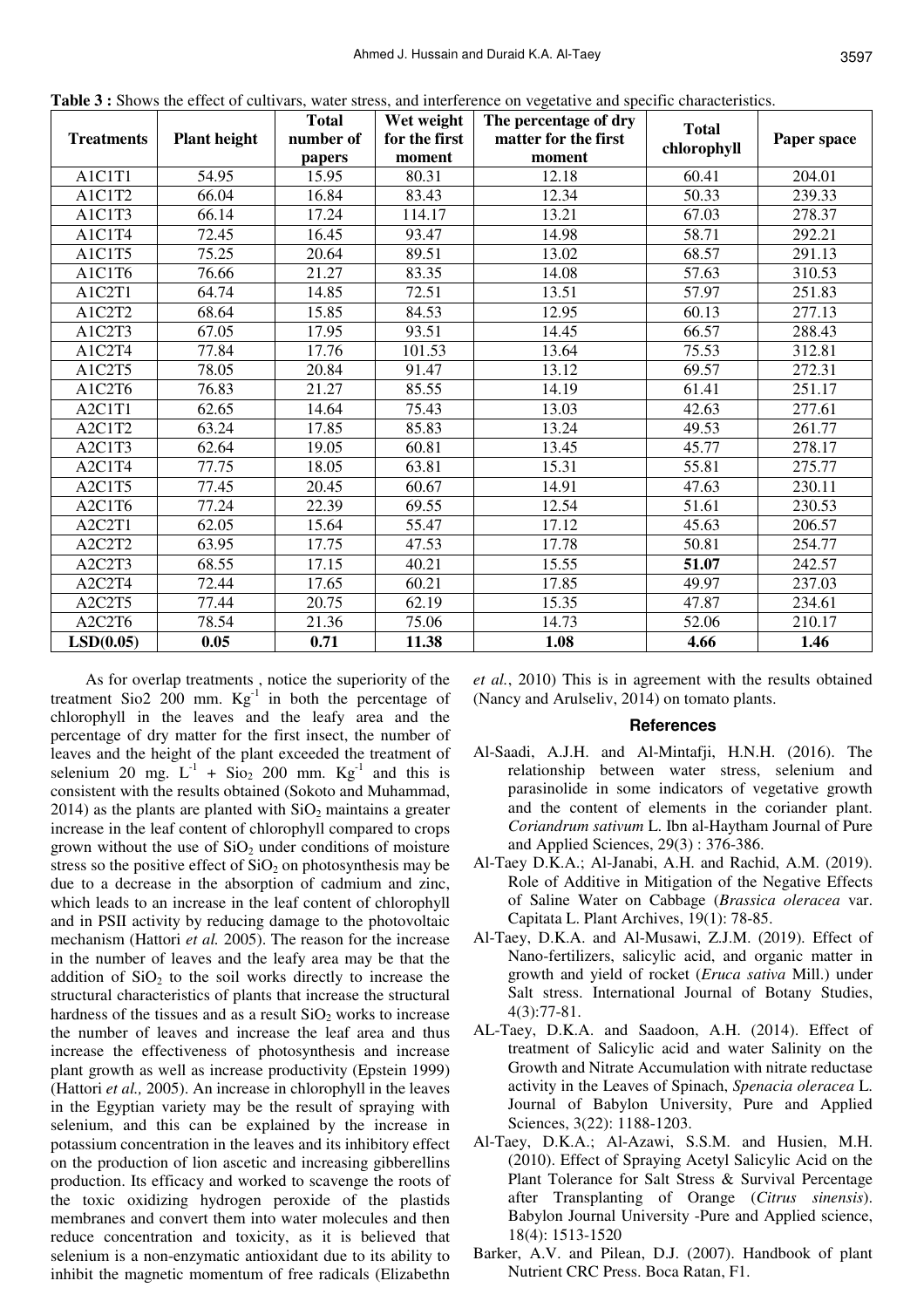**Table 3 :** Shows the effect of cultivars, water stress, and interference on vegetative and specific characteristics.

| Treatments | Plant height | Total number of papers | Wet weight for the first moment | The percentage of dry matter for the first moment | Total chlorophyll | Paper space |
|---|---|---|---|---|---|---|
| A1C1T1 | 54.95 | 15.95 | 80.31 | 12.18 | 60.41 | 204.01 |
| A1C1T2 | 66.04 | 16.84 | 83.43 | 12.34 | 50.33 | 239.33 |
| A1C1T3 | 66.14 | 17.24 | 114.17 | 13.21 | 67.03 | 278.37 |
| A1C1T4 | 72.45 | 16.45 | 93.47 | 14.98 | 58.71 | 292.21 |
| A1C1T5 | 75.25 | 20.64 | 89.51 | 13.02 | 68.57 | 291.13 |
| A1C1T6 | 76.66 | 21.27 | 83.35 | 14.08 | 57.63 | 310.53 |
| A1C2T1 | 64.74 | 14.85 | 72.51 | 13.51 | 57.97 | 251.83 |
| A1C2T2 | 68.64 | 15.85 | 84.53 | 12.95 | 60.13 | 277.13 |
| A1C2T3 | 67.05 | 17.95 | 93.51 | 14.45 | 66.57 | 288.43 |
| A1C2T4 | 77.84 | 17.76 | 101.53 | 13.64 | 75.53 | 312.81 |
| A1C2T5 | 78.05 | 20.84 | 91.47 | 13.12 | 69.57 | 272.31 |
| A1C2T6 | 76.83 | 21.27 | 85.55 | 14.19 | 61.41 | 251.17 |
| A2C1T1 | 62.65 | 14.64 | 75.43 | 13.03 | 42.63 | 277.61 |
| A2C1T2 | 63.24 | 17.85 | 85.83 | 13.24 | 49.53 | 261.77 |
| A2C1T3 | 62.64 | 19.05 | 60.81 | 13.45 | 45.77 | 278.17 |
| A2C1T4 | 77.75 | 18.05 | 63.81 | 15.31 | 55.81 | 275.77 |
| A2C1T5 | 77.45 | 20.45 | 60.67 | 14.91 | 47.63 | 230.11 |
| A2C1T6 | 77.24 | 22.39 | 69.55 | 12.54 | 51.61 | 230.53 |
| A2C2T1 | 62.05 | 15.64 | 55.47 | 17.12 | 45.63 | 206.57 |
| A2C2T2 | 63.95 | 17.75 | 47.53 | 17.78 | 50.81 | 254.77 |
| A2C2T3 | 68.55 | 17.15 | 40.21 | 15.55 | **51.07** | 242.57 |
| A2C2T4 | 72.44 | 17.65 | 60.21 | 17.85 | 49.97 | 237.03 |
| A2C2T5 | 77.44 | 20.75 | 62.19 | 15.35 | 47.87 | 234.61 |
| A2C2T6 | 78.54 | 21.36 | 75.06 | 14.73 | 52.06 | 210.17 |
| **LSD(0.05)** | **0.05** | **0.71** | **11.38** | **1.08** | **4.66** | **1.46** |

As for overlap treatments , notice the superiority of the treatment Sio2 200 mm. $Kg^{-1}$ in both the percentage of chlorophyll in the leaves and the leafy area and the percentage of dry matter for the first insect, the number of leaves and the height of the plant exceeded the treatment of selenium 20 mg. $L^{-1}$ + $SiO_2$ 200 mm. $Kg^{-1}$ and this is consistent with the results obtained (Sokoto and Muhammad, 2014) as the plants are planted with $SiO_2$ maintains a greater increase in the leaf content of chlorophyll compared to crops grown without the use of $SiO_2$ under conditions of moisture stress so the positive effect of $SiO_2$ on photosynthesis may be due to a decrease in the absorption of cadmium and zinc, which leads to an increase in the leaf content of chlorophyll and in PSII activity by reducing damage to the photovoltaic mechanism (Hattori *et al.* 2005). The reason for the increase in the number of leaves and the leafy area may be that the addition of $SiO_2$ to the soil works directly to increase the structural characteristics of plants that increase the structural hardness of the tissues and as a result $SiO_2$ works to increase the number of leaves and increase the leaf area and thus increase the effectiveness of photosynthesis and increase plant growth as well as increase productivity (Epstein 1999) (Hattori *et al.,* 2005). An increase in chlorophyll in the leaves in the Egyptian variety may be the result of spraying with selenium, and this can be explained by the increase in potassium concentration in the leaves and its inhibitory effect on the production of lion ascetic and increasing gibberellins production. Its efficacy and worked to scavenge the roots of the toxic oxidizing hydrogen peroxide of the plastids membranes and convert them into water molecules and then reduce concentration and toxicity, as it is believed that selenium is a non-enzymatic antioxidant due to its ability to inhibit the magnetic momentum of free radicals (Elizabethn *et al.*, 2010) This is in agreement with the results obtained (Nancy and Arulselív, 2014) on tomato plants.

## References

Al-Saadi, A.J.H. and Al-Mintafji, H.N.H. (2016). The relationship between water stress, selenium and parasinolide in some indicators of vegetative growth and the content of elements in the coriander plant. *Coriandrum sativum* L. Ibn al-Haytham Journal of Pure and Applied Sciences, 29(3) : 376-386.

Al-Taey D.K.A.; Al-Janabi, A.H. and Rachid, A.M. (2019). Role of Additive in Mitigation of the Negative Effects of Saline Water on Cabbage (*Brassica oleracea* var. Capitata L. Plant Archives, 19(1): 78-85.

Al-Taey, D.K.A. and Al-Musawi, Z.J.M. (2019). Effect of Nano-fertilizers, salicylic acid, and organic matter in growth and yield of rocket (*Eruca sativa* Mill.) under Salt stress. International Journal of Botany Studies, 4(3):77-81.

AL-Taey, D.K.A. and Saadoon, A.H. (2014). Effect of treatment of Salicylic acid and water Salinity on the Growth and Nitrate Accumulation with nitrate reductase activity in the Leaves of Spinach, *Spenacia oleracea* L. Journal of Babylon University, Pure and Applied Sciences, 3(22): 1188-1203.

Al-Taey, D.K.A.; Al-Azawi, S.S.M. and Husien, M.H. (2010). Effect of Spraying Acetyl Salicylic Acid on the Plant Tolerance for Salt Stress & Survival Percentage after Transplanting of Orange (*Citrus sinensis*). Babylon Journal University -Pure and Applied science, 18(4): 1513-1520

Barker, A.V. and Pilean, D.J. (2007). Handbook of plant Nutrient CRC Press. Boca Ratan, F1.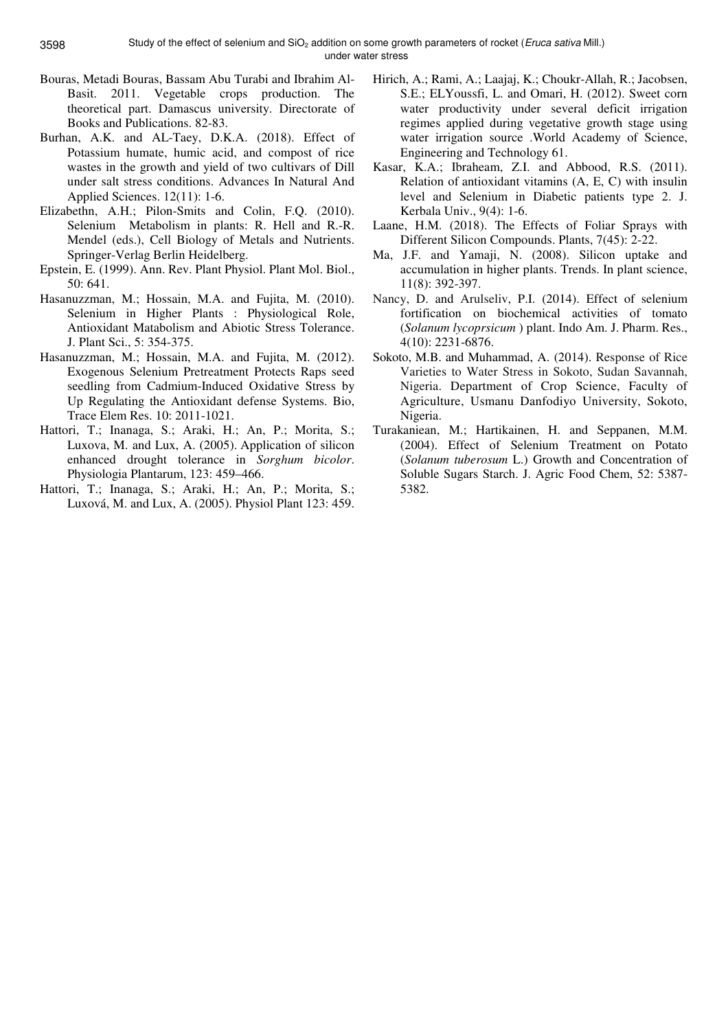Bouras, Metadi Bouras, Bassam Abu Turabi and Ibrahim Al-Basit. 2011. Vegetable crops production. The theoretical part. Damascus university. Directorate of Books and Publications. 82-83.

Burhan, A.K. and AL-Taey, D.K.A. (2018). Effect of Potassium humate, humic acid, and compost of rice wastes in the growth and yield of two cultivars of Dill under salt stress conditions. Advances In Natural And Applied Sciences. 12(11): 1-6.

Elizabethn, A.H.; Pilon-Smits and Colin, F.Q. (2010). Selenium Metabolism in plants: R. Hell and R.-R. Mendel (eds.), Cell Biology of Metals and Nutrients. Springer-Verlag Berlin Heidelberg.

Epstein, E. (1999). Ann. Rev. Plant Physiol. Plant Mol. Biol., 50: 641.

Hasanuzzman, M.; Hossain, M.A. and Fujita, M. (2010). Selenium in Higher Plants : Physiological Role, Antioxidant Matabolism and Abiotic Stress Tolerance. J. Plant Sci., 5: 354-375.

Hasanuzzman, M.; Hossain, M.A. and Fujita, M. (2012). Exogenous Selenium Pretreatment Protects Raps seed seedling from Cadmium-Induced Oxidative Stress by Up Regulating the Antioxidant defense Systems. Bio, Trace Elem Res. 10: 2011-1021.

Hattori, T.; Inanaga, S.; Araki, H.; An, P.; Morita, S.; Luxova, M. and Lux, A. (2005). Application of silicon enhanced drought tolerance in *Sorghum bicolor*. Physiologia Plantarum, 123: 459–466.

Hattori, T.; Inanaga, S.; Araki, H.; An, P.; Morita, S.; Luxová, M. and Lux, A. (2005). Physiol Plant 123: 459.

Hirich, A.; Rami, A.; Laajaj, K.; Choukr-Allah, R.; Jacobsen, S.E.; ELYoussfi, L. and Omari, H. (2012). Sweet corn water productivity under several deficit irrigation regimes applied during vegetative growth stage using water irrigation source .World Academy of Science, Engineering and Technology 61.

Kasar, K.A.; Ibraheam, Z.I. and Abbood, R.S. (2011). Relation of antioxidant vitamins (A, E, C) with insulin level and Selenium in Diabetic patients type 2. J. Kerbala Univ., 9(4): 1-6.

Laane, H.M. (2018). The Effects of Foliar Sprays with Different Silicon Compounds. Plants, 7(45): 2-22.

Ma, J.F. and Yamaji, N. (2008). Silicon uptake and accumulation in higher plants. Trends. In plant science, 11(8): 392-397.

Nancy, D. and Arulseliv, P.I. (2014). Effect of selenium fortification on biochemical activities of tomato (*Solanum lycoprsicum* ) plant. Indo Am. J. Pharm. Res., 4(10): 2231-6876.

Sokoto, M.B. and Muhammad, A. (2014). Response of Rice Varieties to Water Stress in Sokoto, Sudan Savannah, Nigeria. Department of Crop Science, Faculty of Agriculture, Usmanu Danfodiyo University, Sokoto, Nigeria.

Turakaniean, M.; Hartikainen, H. and Seppanen, M.M. (2004). Effect of Selenium Treatment on Potato (*Solanum tuberosum* L.) Growth and Concentration of Soluble Sugars Starch. J. Agric Food Chem, 52: 5387-5382.